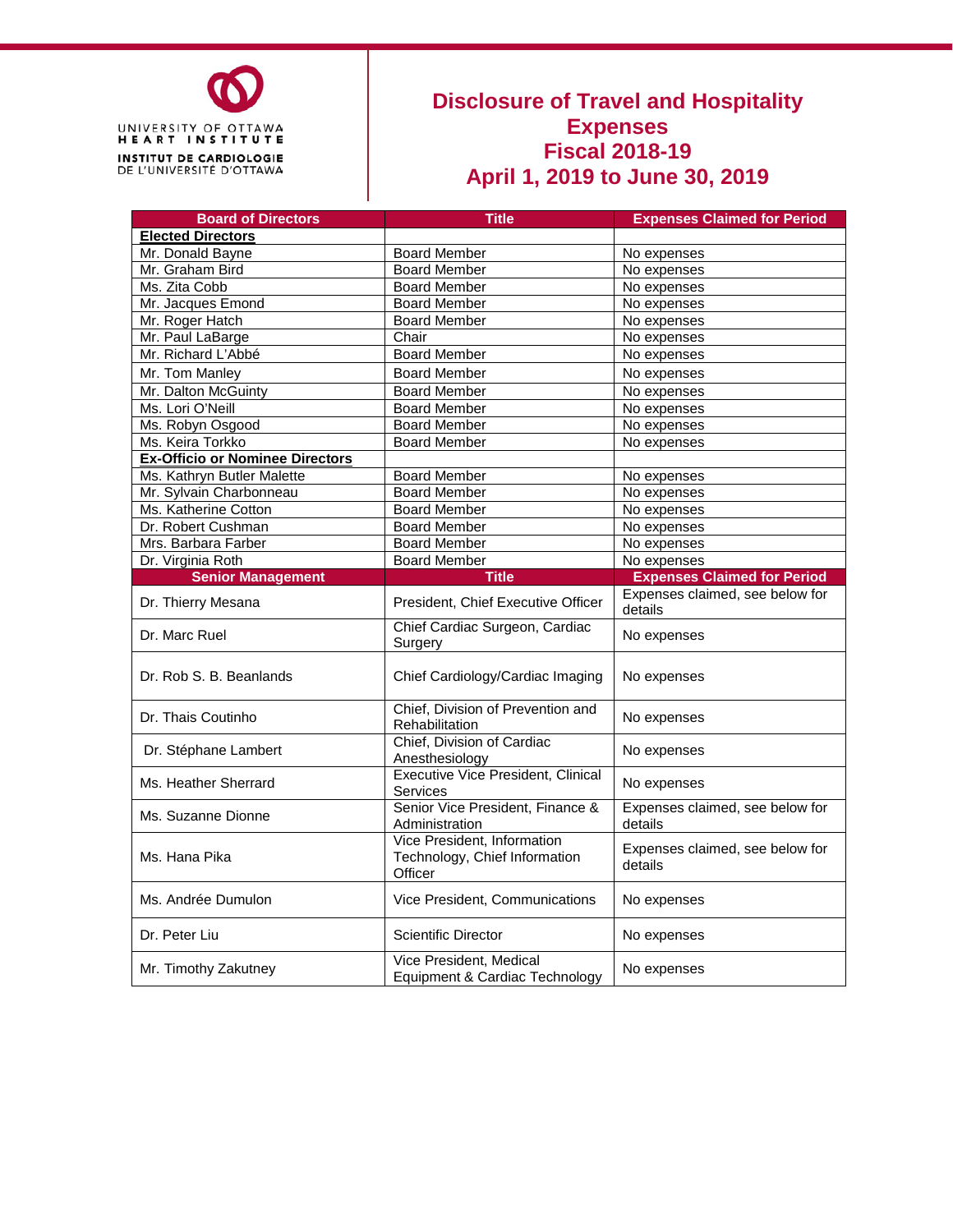UNIVERSITY OF OTTAWA HEART INSTITUTE
INSTITUT DE CARDIOLOGIE DE L'UNIVERSITÉ D'OTTAWA

# Disclosure of Travel and Hospitality Expenses Fiscal 2018-19 April 1, 2019 to June 30, 2019

| Board of Directors | Title | Expenses Claimed for Period |
|---|---|---|
| **Elected Directors** | | |
| Mr. Donald Bayne | Board Member | No expenses |
| Mr. Graham Bird | Board Member | No expenses |
| Ms. Zita Cobb | Board Member | No expenses |
| Mr. Jacques Emond | Board Member | No expenses |
| Mr. Roger Hatch | Board Member | No expenses |
| Mr. Paul LaBarge | Chair | No expenses |
| Mr. Richard L'Abbé | Board Member | No expenses |
| Mr. Tom Manley | Board Member | No expenses |
| Mr. Dalton McGuinty | Board Member | No expenses |
| Ms. Lori O'Neill | Board Member | No expenses |
| Ms. Robyn Osgood | Board Member | No expenses |
| Ms. Keira Torkko | Board Member | No expenses |
| **Ex-Officio or Nominee Directors** | | |
| Ms. Kathryn Butler Malette | Board Member | No expenses |
| Mr. Sylvain Charbonneau | Board Member | No expenses |
| Ms. Katherine Cotton | Board Member | No expenses |
| Dr. Robert Cushman | Board Member | No expenses |
| Mrs. Barbara Farber | Board Member | No expenses |
| Dr. Virginia Roth | Board Member | No expenses |
| **Senior Management** | **Title** | **Expenses Claimed for Period** |
| Dr. Thierry Mesana | President, Chief Executive Officer | Expenses claimed, see below for details |
| Dr. Marc Ruel | Chief Cardiac Surgeon, Cardiac Surgery | No expenses |
| Dr. Rob S. B. Beanlands | Chief Cardiology/Cardiac Imaging | No expenses |
| Dr. Thais Coutinho | Chief, Division of Prevention and Rehabilitation | No expenses |
| Dr. Stéphane Lambert | Chief, Division of Cardiac Anesthesiology | No expenses |
| Ms. Heather Sherrard | Executive Vice President, Clinical Services | No expenses |
| Ms. Suzanne Dionne | Senior Vice President, Finance & Administration | Expenses claimed, see below for details |
| Ms. Hana Pika | Vice President, Information Technology, Chief Information Officer | Expenses claimed, see below for details |
| Ms. Andrée Dumulon | Vice President, Communications | No expenses |
| Dr. Peter Liu | Scientific Director | No expenses |
| Mr. Timothy Zakutney | Vice President, Medical Equipment & Cardiac Technology | No expenses |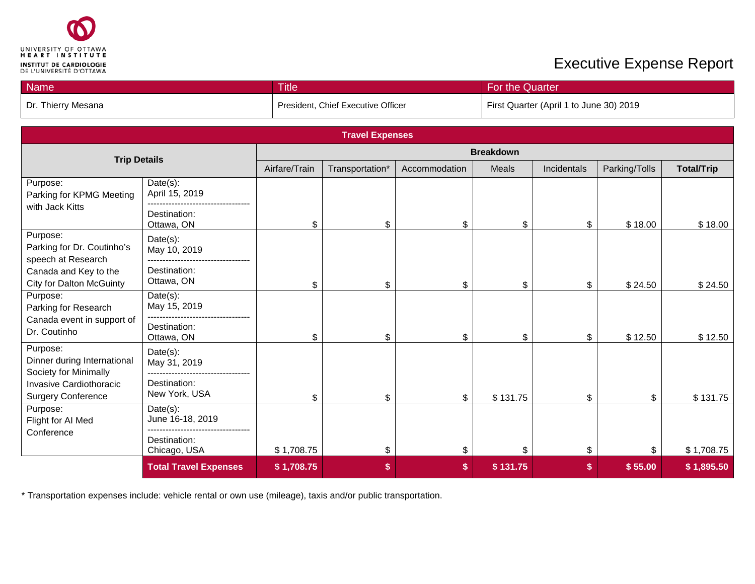UNIVERSITY OF OTTAWA HEART INSTITUTE
INSTITUT DE CARDIOLOGIE DE L'UNIVERSITÉ D'OTTAWA

# Executive Expense Report

| Name | Title | For the Quarter |
|---|---|---|
| Dr. Thierry Mesana | President, Chief Executive Officer | First Quarter (April 1 to June 30) 2019 |

## Travel Expenses

| Trip Details | | Breakdown | | | | | | |
|---|---|---|---|---|---|---|---|---|
| | | Airfare/Train | Transportation* | Accommodation | Meals | Incidentals | Parking/Tolls | **Total/Trip** |
| Purpose: Parking for KPMG Meeting with Jack Kitts | Date(s): April 15, 2019 — Destination: Ottawa, ON | $ | $ | $ | $ | $ | $ 18.00 | $ 18.00 |
| Purpose: Parking for Dr. Coutinho's speech at Research Canada and Key to the City for Dalton McGuinty | Date(s): May 10, 2019 — Destination: Ottawa, ON | $ | $ | $ | $ | $ | $ 24.50 | $ 24.50 |
| Purpose: Parking for Research Canada event in support of Dr. Coutinho | Date(s): May 15, 2019 — Destination: Ottawa, ON | $ | $ | $ | $ | $ | $ 12.50 | $ 12.50 |
| Purpose: Dinner during International Society for Minimally Invasive Cardiothoracic Surgery Conference | Date(s): May 31, 2019 — Destination: New York, USA | $ | $ | $ | $ 131.75 | $ | $ | $ 131.75 |
| Purpose: Flight for AI Med Conference | Date(s): June 16-18, 2019 — Destination: Chicago, USA | $ 1,708.75 | $ | $ | $ | $ | $ | $ 1,708.75 |
| | **Total Travel Expenses** | **$ 1,708.75** | **$** | **$** | **$ 131.75** | **$** | **$ 55.00** | **$ 1,895.50** |

* Transportation expenses include: vehicle rental or own use (mileage), taxis and/or public transportation.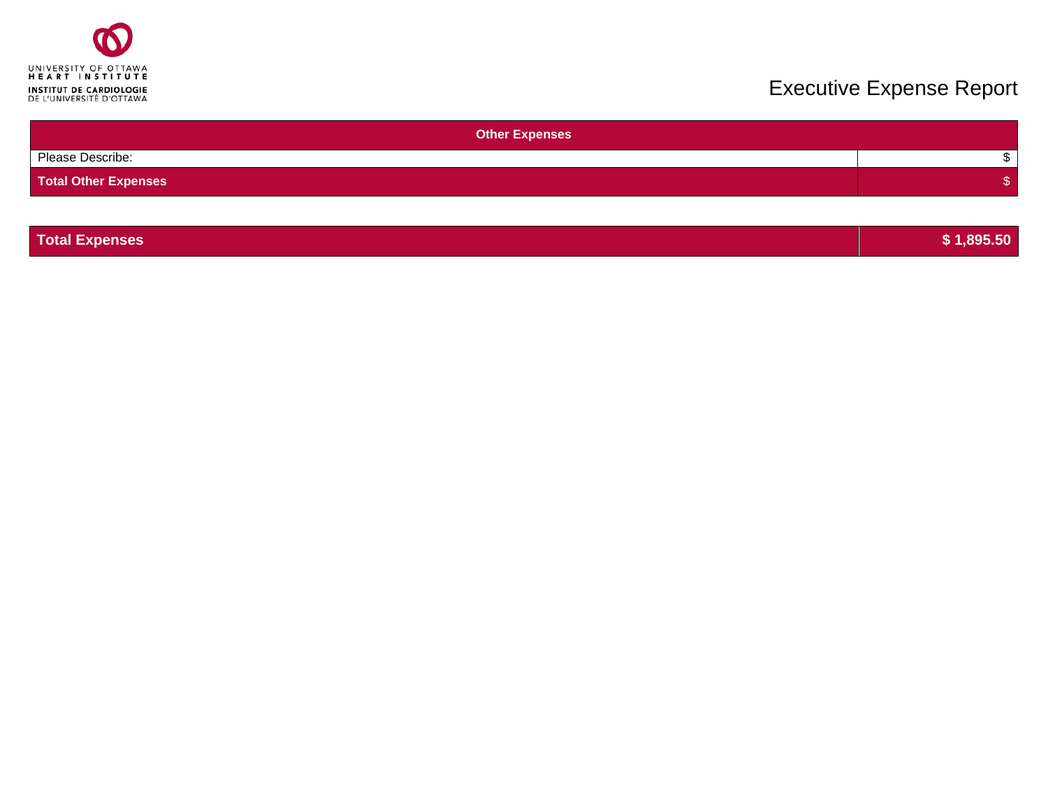UNIVERSITY OF OTTAWA
HEART INSTITUTE
INSTITUT DE CARDIOLOGIE
DE L'UNIVERSITÉ D'OTTAWA

# Executive Expense Report

| Other Expenses | |
|---|---|
| Please Describe: | $ |
| **Total Other Expenses** | $ |

| **Total Expenses** | **$ 1,895.50** |
|---|---|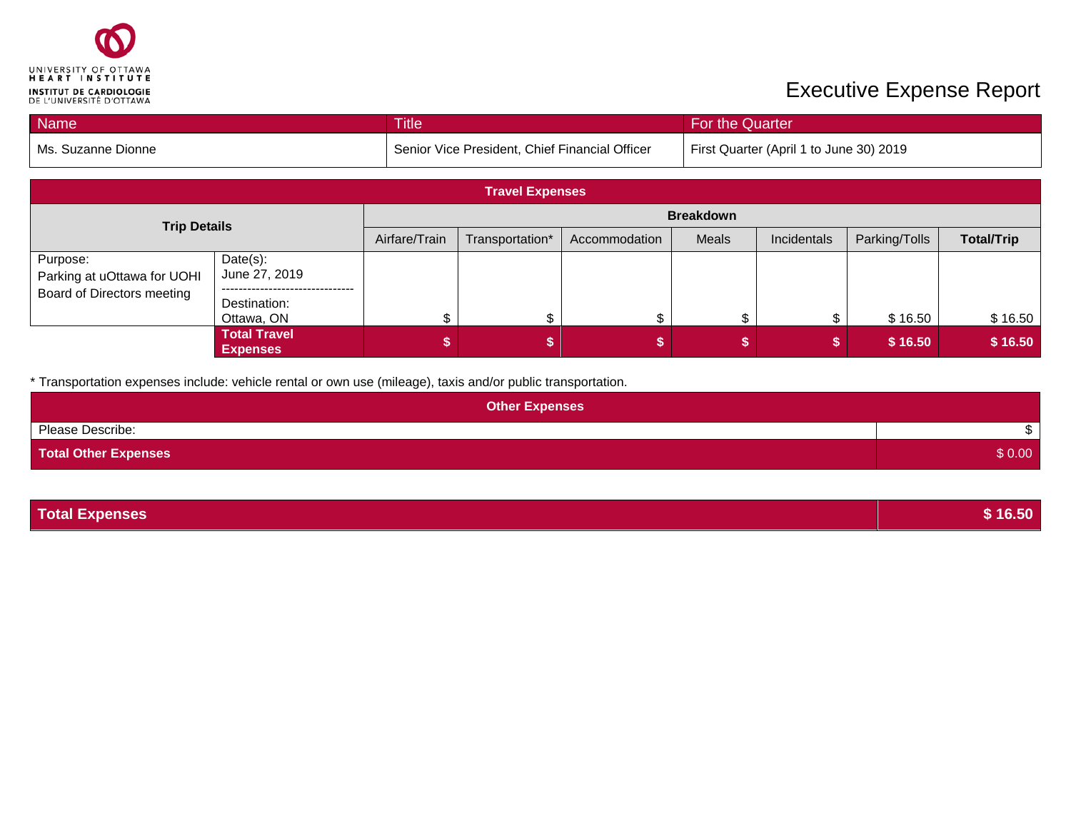UNIVERSITY OF OTTAWA HEART INSTITUTE
INSTITUT DE CARDIOLOGIE DE L'UNIVERSITÉ D'OTTAWA

# Executive Expense Report

| Name | Title | For the Quarter |
| --- | --- | --- |
| Ms. Suzanne Dionne | Senior Vice President, Chief Financial Officer | First Quarter (April 1 to June 30) 2019 |

| Travel Expenses | | | | | | | | |
| --- | --- | --- | --- | --- | --- | --- | --- | --- |
| Trip Details | | Breakdown | | | | | | |
| | | Airfare/Train | Transportation* | Accommodation | Meals | Incidentals | Parking/Tolls | **Total/Trip** |
| Purpose: Parking at uOttawa for UOHI Board of Directors meeting | Date(s): June 27, 2019 ------------------------------- Destination: Ottawa, ON | $ | $ | $ | $ | $ | $ 16.50 | $ 16.50 |
| | **Total Travel Expenses** | **$** | **$** | **$** | **$** | **$** | **$ 16.50** | **$ 16.50** |

* Transportation expenses include: vehicle rental or own use (mileage), taxis and/or public transportation.

| Other Expenses | |
| --- | --- |
| Please Describe: | $ |
| **Total Other Expenses** | $ 0.00 |

| **Total Expenses** | **$ 16.50** |
| --- | --- |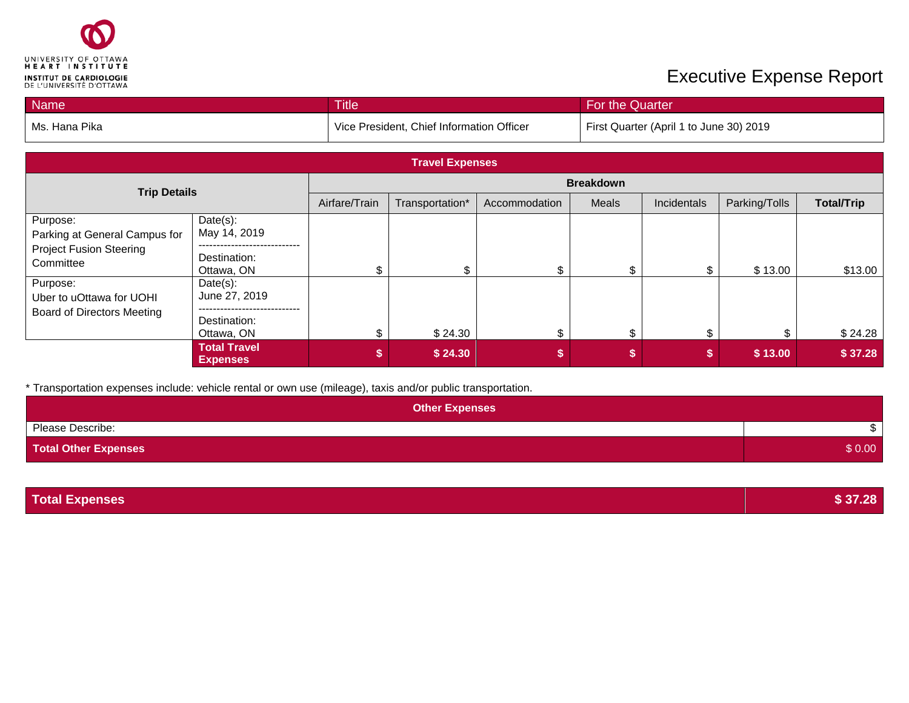UNIVERSITY OF OTTAWA HEART INSTITUTE
INSTITUT DE CARDIOLOGIE DE L'UNIVERSITÉ D'OTTAWA

# Executive Expense Report

| Name | Title | For the Quarter |
| --- | --- | --- |
| Ms. Hana Pika | Vice President, Chief Information Officer | First Quarter (April 1 to June 30) 2019 |

**Travel Expenses**

| **Trip Details** | | **Breakdown** | | | | | | |
| --- | --- | --- | --- | --- | --- | --- | --- | --- |
| | | Airfare/Train | Transportation* | Accommodation | Meals | Incidentals | Parking/Tolls | **Total/Trip** |
| Purpose: Parking at General Campus for Project Fusion Steering Committee | Date(s): May 14, 2019 / Destination: Ottawa, ON | $ | $ | $ | $ | $ | $ 13.00 | $13.00 |
| Purpose: Uber to uOttawa for UOHI Board of Directors Meeting | Date(s): June 27, 2019 / Destination: Ottawa, ON | $ | $ 24.30 | $ | $ | $ | $ | $ 24.28 |
| | **Total Travel Expenses** | **$** | **$ 24.30** | **$** | **$** | **$** | **$ 13.00** | **$ 37.28** |

* Transportation expenses include: vehicle rental or own use (mileage), taxis and/or public transportation.

**Other Expenses**

| | |
| --- | --- |
| Please Describe: | $ |
| **Total Other Expenses** | $ 0.00 |

| | |
| --- | --- |
| **Total Expenses** | **$ 37.28** |